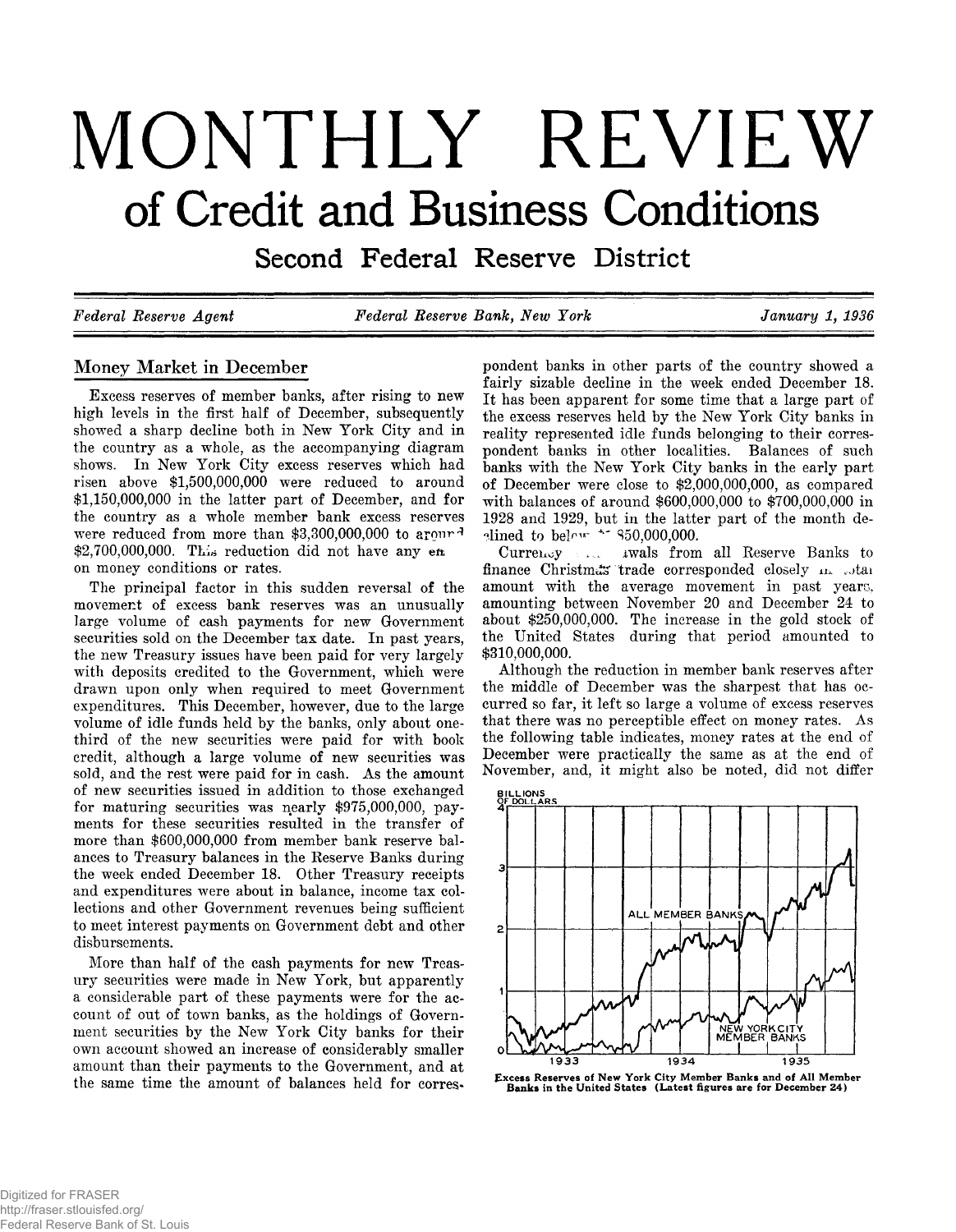# MONTHLY REVIEW

## of Credit and Business Conditions

### Second Federal Reserve District

*Federal Reserve Agent* — *Federal Reserve Bank, New York* — *January 1, 1936*

## Money Market in December

Excess reserves of member banks, after rising to new high levels in the first half of December, subsequently showed a sharp decline both in New York City and in the country as a whole, as the accompanying diagram shows. In New York City excess reserves which had risen above $1,500,000,000 were reduced to around $1,150,000,000 in the latter part of December, and for the country as a whole member bank excess reserves were reduced from more than $3,300,000,000 to around $2,700,000,000. This reduction did not have any effect on money conditions or rates.

The principal factor in this sudden reversal of the movement of excess bank reserves was an unusually large volume of cash payments for new Government securities sold on the December tax date. In past years, the new Treasury issues have been paid for very largely with deposits credited to the Government, which were drawn upon only when required to meet Government expenditures. This December, however, due to the large volume of idle funds held by the banks, only about one-third of the new securities were paid for with book credit, although a large volume of new securities was sold, and the rest were paid for in cash. As the amount of new securities issued in addition to those exchanged for maturing securities was nearly $975,000,000, payments for these securities resulted in the transfer of more than $600,000,000 from member bank reserve balances to Treasury balances in the Reserve Banks during the week ended December 18. Other Treasury receipts and expenditures were about in balance, income tax collections and other Government revenues being sufficient to meet interest payments on Government debt and other disbursements.

More than half of the cash payments for new Treasury securities were made in New York, but apparently a considerable part of these payments were for the account of out of town banks, as the holdings of Government securities by the New York City banks for their own account showed an increase of considerably smaller amount than their payments to the Government, and at the same time the amount of balances held for correspondent banks in other parts of the country showed a fairly sizable decline in the week ended December 18. It has been apparent for some time that a large part of the excess reserves held by the New York City banks in reality represented idle funds belonging to their correspondent banks in other localities. Balances of such banks with the New York City banks in the early part of December were close to $2,000,000,000, as compared with balances of around $600,000,000 to $700,000,000 in 1928 and 1929, but in the latter part of the month declined to below $1,850,000,000.

Currency withdrawals from all Reserve Banks to finance Christmas trade corresponded closely in total amount with the average movement in past years, amounting between November 20 and December 24 to about $250,000,000. The increase in the gold stock of the United States during that period amounted to $310,000,000.

Although the reduction in member bank reserves after the middle of December was the sharpest that has occurred so far, it left so large a volume of excess reserves that there was no perceptible effect on money rates. As the following table indicates, money rates at the end of December were practically the same as at the end of November, and, it might also be noted, did not differ

Excess Reserves of New York City Member Banks and of All Member Banks in the United States (Latest figures are for December 24)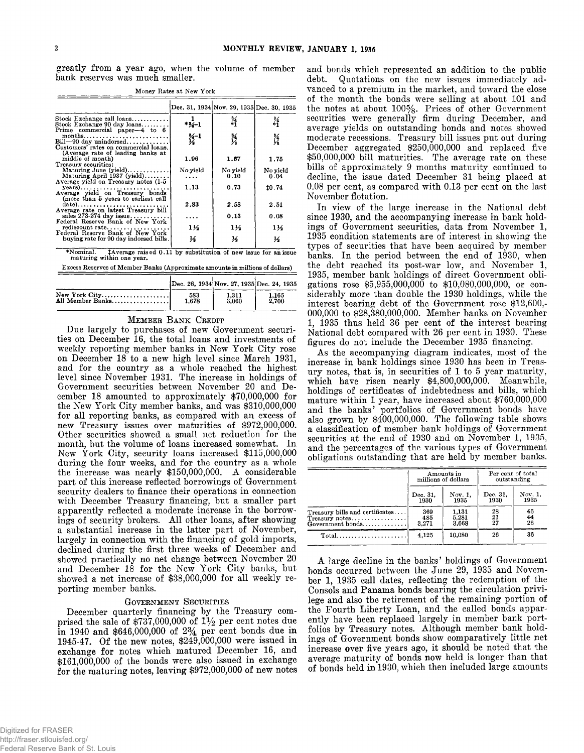greatly from a year ago, when the volume of member bank reserves was much smaller.

Money Rates at New York

| | Dec. 31, 1934 | Nov. 29, 1935 | Dec. 30, 1935 |
|---|---|---|---|
| Stock Exchange call loans | 1 | ¾ | ¾ |
| Stock Exchange 90 day loans | *¾–1 | *1 | *1 |
| Prime commercial paper—4 to 6 months | ¾–1 | ¾ | ¾ |
| Bill—90 day unindorsed | ⅛ | ⅛ | ⅛ |
| Customers' rates on commercial loans (Average rate of leading banks at middle of month) | 1.96 | 1.67 | 1.75 |
| Treasury securities: | | | |
| Maturing June (yield) | No yield | No yield | No yield |
| Maturing April 1937 (yield) | .... | 0.10 | 0.04 |
| Average yield on Treasury notes (1-5 years) | 1.13 | 0.73 | ‡0.74 |
| Average yield on Treasury bonds (more than 5 years to earliest call date) | 2.83 | 2.58 | 2.51 |
| Average rate on latest Treasury bill sales 273-274 day issue | .... | 0.13 | 0.08 |
| Federal Reserve Bank of New York rediscount rate | 1½ | 1½ | 1½ |
| Federal Reserve Bank of New York buying rate for 90 day indorsed bills | ½ | ½ | ½ |

*Nominal. ‡Average raised 0.11 by substitution of new issue for an issue maturing within one year.

Excess Reserves of Member Banks (Approximate amounts in millions of dollars)

| | Dec. 26, 1934 | Nov. 27, 1935 | Dec. 24, 1935 |
|---|---|---|---|
| New York City | 583 | 1,311 | 1,165 |
| All Member Banks | 1,678 | 3,060 | 2,700 |

## Member Bank Credit

Due largely to purchases of new Government securities on December 16, the total loans and investments of weekly reporting member banks in New York City rose on December 18 to a new high level since March 1931, and for the country as a whole reached the highest level since November 1931. The increase in holdings of Government securities between November 20 and December 18 amounted to approximately $70,000,000 for the New York City member banks, and was $310,000,000 for all reporting banks, as compared with an excess of new Treasury issues over maturities of $972,000,000. Other securities showed a small net reduction for the month, but the volume of loans increased somewhat. In New York City, security loans increased $115,000,000 during the four weeks, and for the country as a whole the increase was nearly $150,000,000. A considerable part of this increase reflected borrowings of Government security dealers to finance their operations in connection with December Treasury financing, but a smaller part apparently reflected a moderate increase in the borrowings of security brokers. All other loans, after showing a substantial increase in the latter part of November, largely in connection with the financing of gold imports, declined during the first three weeks of December and showed practically no net change between November 20 and December 18 for the New York City banks, but showed a net increase of $38,000,000 for all weekly reporting member banks.

## Government Securities

December quarterly financing by the Treasury comprised the sale of $737,000,000 of 1½ per cent notes due in 1940 and $646,000,000 of 2¾ per cent bonds due in 1945-47. Of the new notes, $249,000,000 were issued in exchange for notes which matured December 16, and $161,000,000 of the bonds were also issued in exchange for the maturing notes, leaving $972,000,000 of new notes and bonds which represented an addition to the public debt. Quotations on the new issues immediately advanced to a premium in the market, and toward the close of the month the bonds were selling at about 101 and the notes at about 100⅝. Prices of other Government securities were generally firm during December, and average yields on outstanding bonds and notes showed moderate recessions. Treasury bill issues put out during December aggregated $250,000,000 and replaced five $50,000,000 bill maturities. The average rate on these bills of approximately 9 months maturity continued to decline, the issue dated December 31 being placed at 0.08 per cent, as compared with 0.13 per cent on the last November flotation.

In view of the large increase in the National debt since 1930, and the accompanying increase in bank holdings of Government securities, data from November 1, 1935 condition statements are of interest in showing the types of securities that have been acquired by member banks. In the period between the end of 1930, when the debt reached its post-war low, and November 1, 1935, member bank holdings of direct Government obligations rose $5,955,000,000 to $10,080,000,000, or considerably more than double the 1930 holdings, while the interest bearing debt of the Government rose $12,600,000,000 to $28,380,000,000. Member banks on November 1, 1935 thus held 36 per cent of the interest bearing National debt compared with 26 per cent in 1930. These figures do not include the December 1935 financing.

As the accompanying diagram indicates, most of the increase in bank holdings since 1930 has been in Treasury notes, that is, in securities of 1 to 5 year maturity, which have risen nearly $4,800,000,000. Meanwhile, holdings of certificates of indebtedness and bills, which mature within 1 year, have increased about $760,000,000 and the banks' portfolios of Government bonds have also grown by $400,000,000. The following table shows a classification of member bank holdings of Government securities at the end of 1930 and on November 1, 1935, and the percentages of the various types of Government obligations outstanding that are held by member banks.

| | Amounts in millions of dollars | | Per cent of total outstanding | |
|---|---|---|---|---|
| | Dec. 31, 1930 | Nov. 1, 1935 | Dec. 31, 1930 | Nov. 1, 1935 |
| Treasury bills and certificates | 369 | 1,131 | 28 | 46 |
| Treasury notes | 485 | 5,281 | 21 | 44 |
| Government bonds | 3,271 | 3,668 | 27 | 26 |
| Total | 4,125 | 10,080 | 26 | 36 |

A large decline in the banks' holdings of Government bonds occurred between the June 29, 1935 and November 1, 1935 call dates, reflecting the redemption of the Consols and Panama bonds bearing the circulation privilege and also the retirement of the remaining portion of the Fourth Liberty Loan, and the called bonds apparently have been replaced largely in member bank portfolios by Treasury notes. Although member bank holdings of Government bonds show comparatively little net increase over five years ago, it should be noted that the average maturity of bonds now held is longer than that of bonds held in 1930, which then included large amounts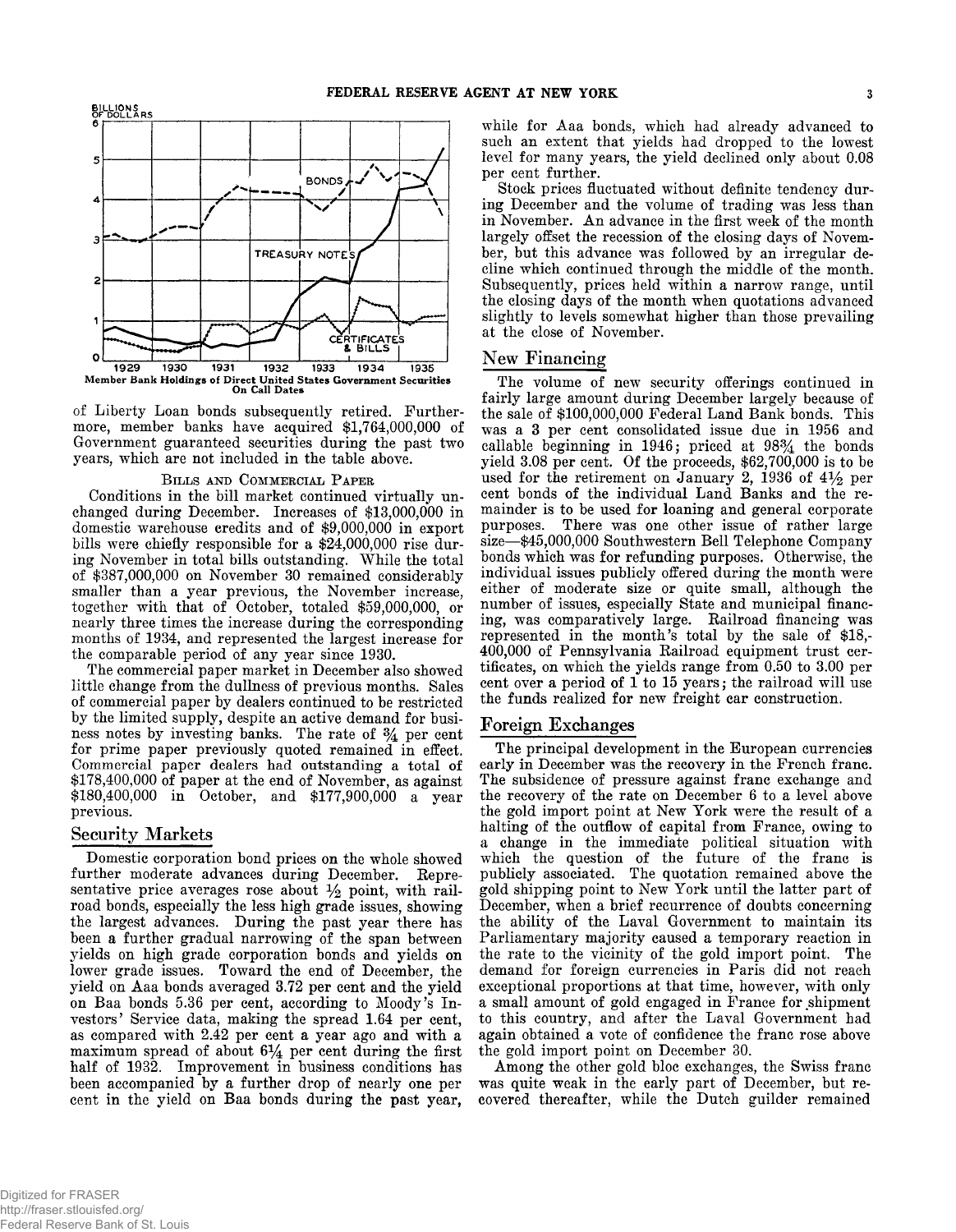Member Bank Holdings of Direct United States Government Securities On Call Dates

of Liberty Loan bonds subsequently retired. Furthermore, member banks have acquired $1,764,000,000 of Government guaranteed securities during the past two years, which are not included in the table above.

### Bills and Commercial Paper

Conditions in the bill market continued virtually unchanged during December. Increases of $13,000,000 in domestic warehouse credits and of $9,000,000 in export bills were chiefly responsible for a $24,000,000 rise during November in total bills outstanding. While the total of $387,000,000 on November 30 remained considerably smaller than a year previous, the November increase, together with that of October, totaled $59,000,000, or nearly three times the increase during the corresponding months of 1934, and represented the largest increase for the comparable period of any year since 1930.

The commercial paper market in December also showed little change from the dullness of previous months. Sales of commercial paper by dealers continued to be restricted by the limited supply, despite an active demand for business notes by investing banks. The rate of ¾ per cent for prime paper previously quoted remained in effect. Commercial paper dealers had outstanding a total of $178,400,000 of paper at the end of November, as against $180,400,000 in October, and $177,900,000 a year previous.

## Security Markets

Domestic corporation bond prices on the whole showed further moderate advances during December. Representative price averages rose about ½ point, with railroad bonds, especially the less high grade issues, showing the largest advances. During the past year there has been a further gradual narrowing of the span between yields on high grade corporation bonds and yields on lower grade issues. Toward the end of December, the yield on Aaa bonds averaged 3.72 per cent and the yield on Baa bonds 5.36 per cent, according to Moody's Investors' Service data, making the spread 1.64 per cent, as compared with 2.42 per cent a year ago and with a maximum spread of about 6¼ per cent during the first half of 1932. Improvement in business conditions has been accompanied by a further drop of nearly one per cent in the yield on Baa bonds during the past year, while for Aaa bonds, which had already advanced to such an extent that yields had dropped to the lowest level for many years, the yield declined only about 0.08 per cent further.

Stock prices fluctuated without definite tendency during December and the volume of trading was less than in November. An advance in the first week of the month largely offset the recession of the closing days of November, but this advance was followed by an irregular decline which continued through the middle of the month. Subsequently, prices held within a narrow range, until the closing days of the month when quotations advanced slightly to levels somewhat higher than those prevailing at the close of November.

## New Financing

The volume of new security offerings continued in fairly large amount during December largely because of the sale of $100,000,000 Federal Land Bank bonds. This was a 3 per cent consolidated issue due in 1956 and callable beginning in 1946; priced at 98¾ the bonds yield 3.08 per cent. Of the proceeds, $62,700,000 is to be used for the retirement on January 2, 1936 of 4½ per cent bonds of the individual Land Banks and the remainder is to be used for loaning and general corporate purposes. There was one other issue of rather large size—$45,000,000 Southwestern Bell Telephone Company bonds which was for refunding purposes. Otherwise, the individual issues publicly offered during the month were either of moderate size or quite small, although the number of issues, especially State and municipal financing, was comparatively large. Railroad financing was represented in the month's total by the sale of $18,400,000 of Pennsylvania Railroad equipment trust certificates, on which the yields range from 0.50 to 3.00 per cent over a period of 1 to 15 years; the railroad will use the funds realized for new freight car construction.

## Foreign Exchanges

The principal development in the European currencies early in December was the recovery in the French franc. The subsidence of pressure against franc exchange and the recovery of the rate on December 6 to a level above the gold import point at New York were the result of a halting of the outflow of capital from France, owing to a change in the immediate political situation with which the question of the future of the franc is publicly associated. The quotation remained above the gold shipping point to New York until the latter part of December, when a brief recurrence of doubts concerning the ability of the Laval Government to maintain its Parliamentary majority caused a temporary reaction in the rate to the vicinity of the gold import point. The demand for foreign currencies in Paris did not reach exceptional proportions at that time, however, with only a small amount of gold engaged in France for shipment to this country, and after the Laval Government had again obtained a vote of confidence the franc rose above the gold import point on December 30.

Among the other gold bloc exchanges, the Swiss franc was quite weak in the early part of December, but recovered thereafter, while the Dutch guilder remained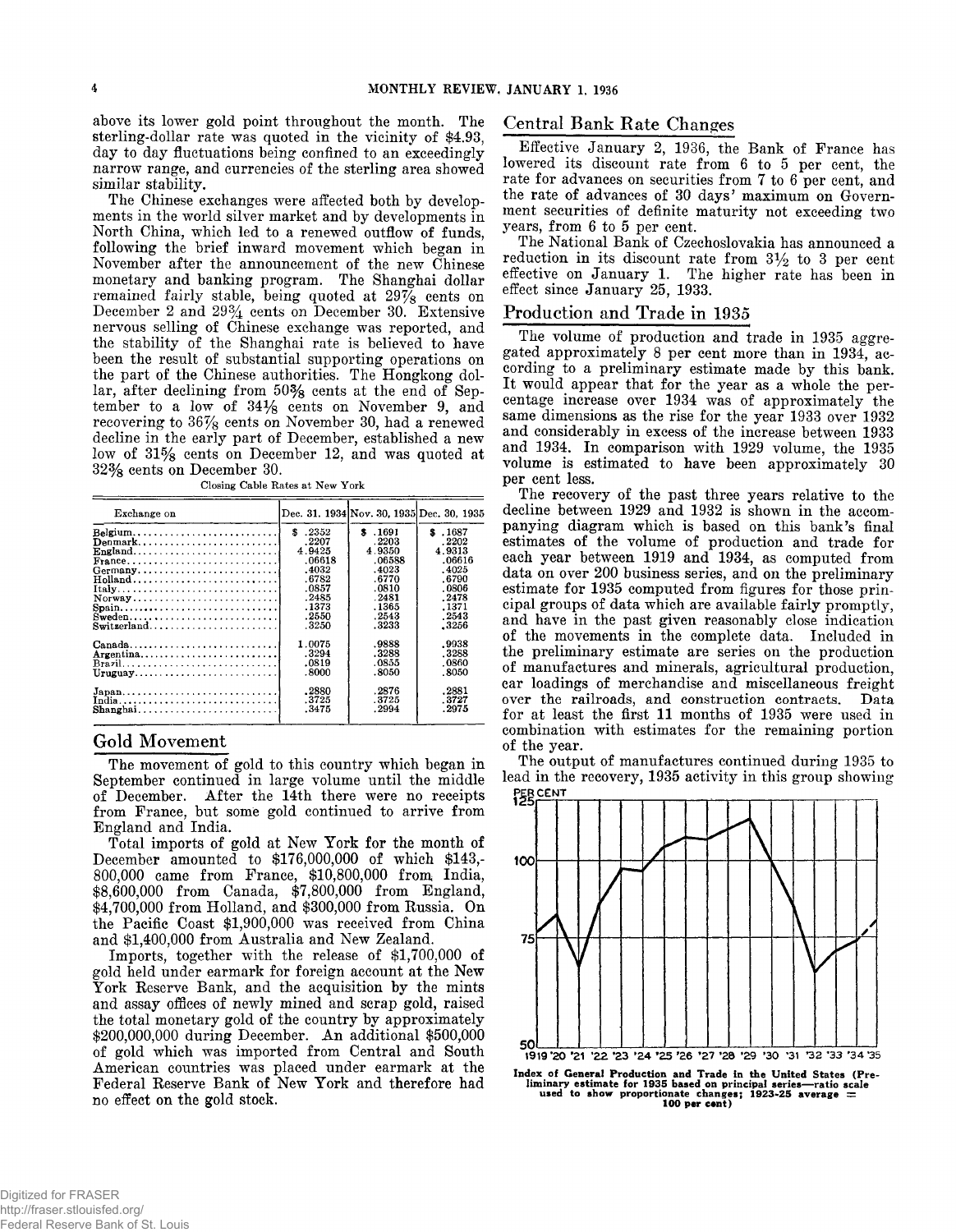above its lower gold point throughout the month. The sterling-dollar rate was quoted in the vicinity of $4.93, day to day fluctuations being confined to an exceedingly narrow range, and currencies of the sterling area showed similar stability.

The Chinese exchanges were affected both by developments in the world silver market and by developments in North China, which led to a renewed outflow of funds, following the brief inward movement which began in November after the announcement of the new Chinese monetary and banking program. The Shanghai dollar remained fairly stable, being quoted at 29⅞ cents on December 2 and 29¾ cents on December 30. Extensive nervous selling of Chinese exchange was reported, and the stability of the Shanghai rate is believed to have been the result of substantial supporting operations on the part of the Chinese authorities. The Hongkong dollar, after declining from 50⅜ cents at the end of September to a low of 34⅛ cents on November 9, and recovering to 36⅞ cents on November 30, had a renewed decline in the early part of December, established a new low of 31⅝ cents on December 12, and was quoted at 32⅜ cents on December 30.

Closing Cable Rates at New York

| Exchange on | Dec. 31, 1934 | Nov. 30, 1935 | Dec. 30, 1935 |
|---|---|---|---|
| Belgium | $ .2352 | $ .1691 | $ .1687 |
| Denmark | .2207 | .2203 | .2202 |
| England | 4.9425 | 4.9350 | 4.9313 |
| France | .06618 | .06588 | .06616 |
| Germany | .4032 | .4023 | .4025 |
| Holland | .6782 | .6770 | .6790 |
| Italy | .0857 | .0810 | .0806 |
| Norway | .2485 | .2481 | .2478 |
| Spain | .1373 | .1365 | .1371 |
| Sweden | .2550 | .2543 | .2543 |
| Switzerland | .3250 | .3233 | .3256 |
| Canada | 1.0075 | .9888 | .9938 |
| Argentina | .3294 | .3288 | .3288 |
| Brazil | .0819 | .0855 | .0860 |
| Uruguay | .8000 | .8050 | .8050 |
| Japan | .2880 | .2876 | .2881 |
| India | .3725 | .3725 | .3727 |
| Shanghai | .3475 | .2994 | .2975 |

## Gold Movement

The movement of gold to this country which began in September continued in large volume until the middle of December. After the 14th there were no receipts from France, but some gold continued to arrive from England and India.

Total imports of gold at New York for the month of December amounted to $176,000,000 of which $143,800,000 came from France, $10,800,000 from India, $8,600,000 from Canada, $7,800,000 from England, $4,700,000 from Holland, and $300,000 from Russia. On the Pacific Coast $1,900,000 was received from China and $1,400,000 from Australia and New Zealand.

Imports, together with the release of $1,700,000 of gold held under earmark for foreign account at the New York Reserve Bank, and the acquisition by the mints and assay offices of newly mined and scrap gold, raised the total monetary gold of the country by approximately $200,000,000 during December. An additional $500,000 of gold which was imported from Central and South American countries was placed under earmark at the Federal Reserve Bank of New York and therefore had no effect on the gold stock.

## Central Bank Rate Changes

Effective January 2, 1936, the Bank of France has lowered its discount rate from 6 to 5 per cent, the rate for advances on securities from 7 to 6 per cent, and the rate of advances of 30 days' maximum on Government securities of definite maturity not exceeding two years, from 6 to 5 per cent.

The National Bank of Czechoslovakia has announced a reduction in its discount rate from 3½ to 3 per cent effective on January 1. The higher rate has been in effect since January 25, 1933.

## Production and Trade in 1935

The volume of production and trade in 1935 aggregated approximately 8 per cent more than in 1934, according to a preliminary estimate made by this bank. It would appear that for the year as a whole the percentage increase over 1934 was of approximately the same dimensions as the rise for the year 1933 over 1932 and considerably in excess of the increase between 1933 and 1934. In comparison with 1929 volume, the 1935 volume is estimated to have been approximately 30 per cent less.

The recovery of the past three years relative to the decline between 1929 and 1932 is shown in the accompanying diagram which is based on this bank's final estimates of the volume of production and trade for each year between 1919 and 1934, as computed from data on over 200 business series, and on the preliminary estimate for 1935 computed from figures for those principal groups of data which are available fairly promptly, and have in the past given reasonably close indication of the movements in the complete data. Included in the preliminary estimate are series on the production of manufactures and minerals, agricultural production, car loadings of merchandise and miscellaneous freight over the railroads, and construction contracts. Data for at least the first 11 months of 1935 were used in combination with estimates for the remaining portion of the year.

The output of manufactures continued during 1935 to lead in the recovery, 1935 activity in this group showing

**Index of General Production and Trade in the United States (Preliminary estimate for 1935 based on principal series—ratio scale used to show proportionate changes; 1923-25 average = 100 per cent)**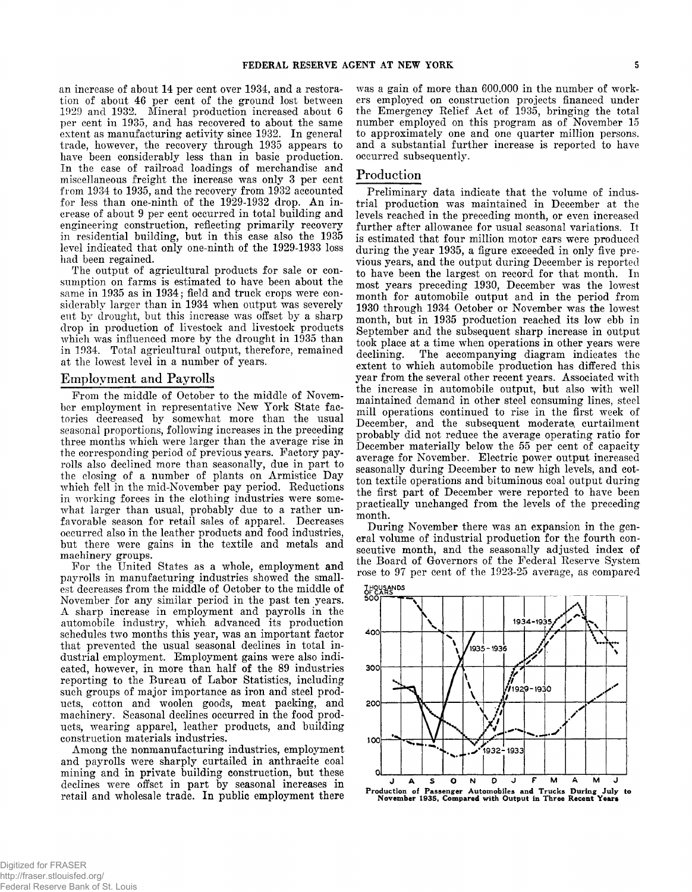an increase of about 14 per cent over 1934, and a restoration of about 46 per cent of the ground lost between 1929 and 1932. Mineral production increased about 6 per cent in 1935, and has recovered to about the same extent as manufacturing activity since 1932. In general trade, however, the recovery through 1935 appears to have been considerably less than in basic production. In the case of railroad loadings of merchandise and miscellaneous freight the increase was only 3 per cent from 1934 to 1935, and the recovery from 1932 accounted for less than one-ninth of the 1929-1932 drop. An increase of about 9 per cent occurred in total building and engineering construction, reflecting primarily recovery in residential building, but in this case also the 1935 level indicated that only one-ninth of the 1929-1933 loss had been regained.

The output of agricultural products for sale or consumption on farms is estimated to have been about the same in 1935 as in 1934; field and truck crops were considerably larger than in 1934 when output was severely cut by drought, but this increase was offset by a sharp drop in production of livestock and livestock products which was influenced more by the drought in 1935 than in 1934. Total agricultural output, therefore, remained at the lowest level in a number of years.

## Employment and Payrolls

From the middle of October to the middle of November employment in representative New York State factories decreased by somewhat more than the usual seasonal proportions, following increases in the preceding three months which were larger than the average rise in the corresponding period of previous years. Factory payrolls also declined more than seasonally, due in part to the closing of a number of plants on Armistice Day which fell in the mid-November pay period. Reductions in working forces in the clothing industries were somewhat larger than usual, probably due to a rather unfavorable season for retail sales of apparel. Decreases occurred also in the leather products and food industries, but there were gains in the textile and metals and machinery groups.

For the United States as a whole, employment and payrolls in manufacturing industries showed the smallest decreases from the middle of October to the middle of November for any similar period in the past ten years. A sharp increase in employment and payrolls in the automobile industry, which advanced its production schedules two months this year, was an important factor that prevented the usual seasonal declines in total industrial employment. Employment gains were also indicated, however, in more than half of the 89 industries reporting to the Bureau of Labor Statistics, including such groups of major importance as iron and steel products, cotton and woolen goods, meat packing, and machinery. Seasonal declines occurred in the food products, wearing apparel, leather products, and building construction materials industries.

Among the nonmanufacturing industries, employment and payrolls were sharply curtailed in anthracite coal mining and in private building construction, but these declines were offset in part by seasonal increases in retail and wholesale trade. In public employment there was a gain of more than 600,000 in the number of workers employed on construction projects financed under the Emergency Relief Act of 1935, bringing the total number employed on this program as of November 15 to approximately one and one quarter million persons, and a substantial further increase is reported to have occurred subsequently.

## Production

Preliminary data indicate that the volume of industrial production was maintained in December at the levels reached in the preceding month, or even increased further after allowance for usual seasonal variations. It is estimated that four million motor cars were produced during the year 1935, a figure exceeded in only five previous years, and the output during December is reported to have been the largest on record for that month. In most years preceding 1930, December was the lowest month for automobile output and in the period from 1930 through 1934 October or November was the lowest month, but in 1935 production reached its low ebb in September and the subsequent sharp increase in output took place at a time when operations in other years were declining. The accompanying diagram indicates the extent to which automobile production has differed this year from the several other recent years. Associated with the increase in automobile output, but also with well maintained demand in other steel consuming lines, steel mill operations continued to rise in the first week of December, and the subsequent moderate curtailment probably did not reduce the average operating ratio for December materially below the 55 per cent of capacity average for November. Electric power output increased seasonally during December to new high levels, and cotton textile operations and bituminous coal output during the first part of December were reported to have been practically unchanged from the levels of the preceding month.

During November there was an expansion in the general volume of industrial production for the fourth consecutive month, and the seasonally adjusted index of the Board of Governors of the Federal Reserve System rose to 97 per cent of the 1923-25 average, as compared

**Production of Passenger Automobiles and Trucks During July to November 1935, Compared with Output in Three Recent Years**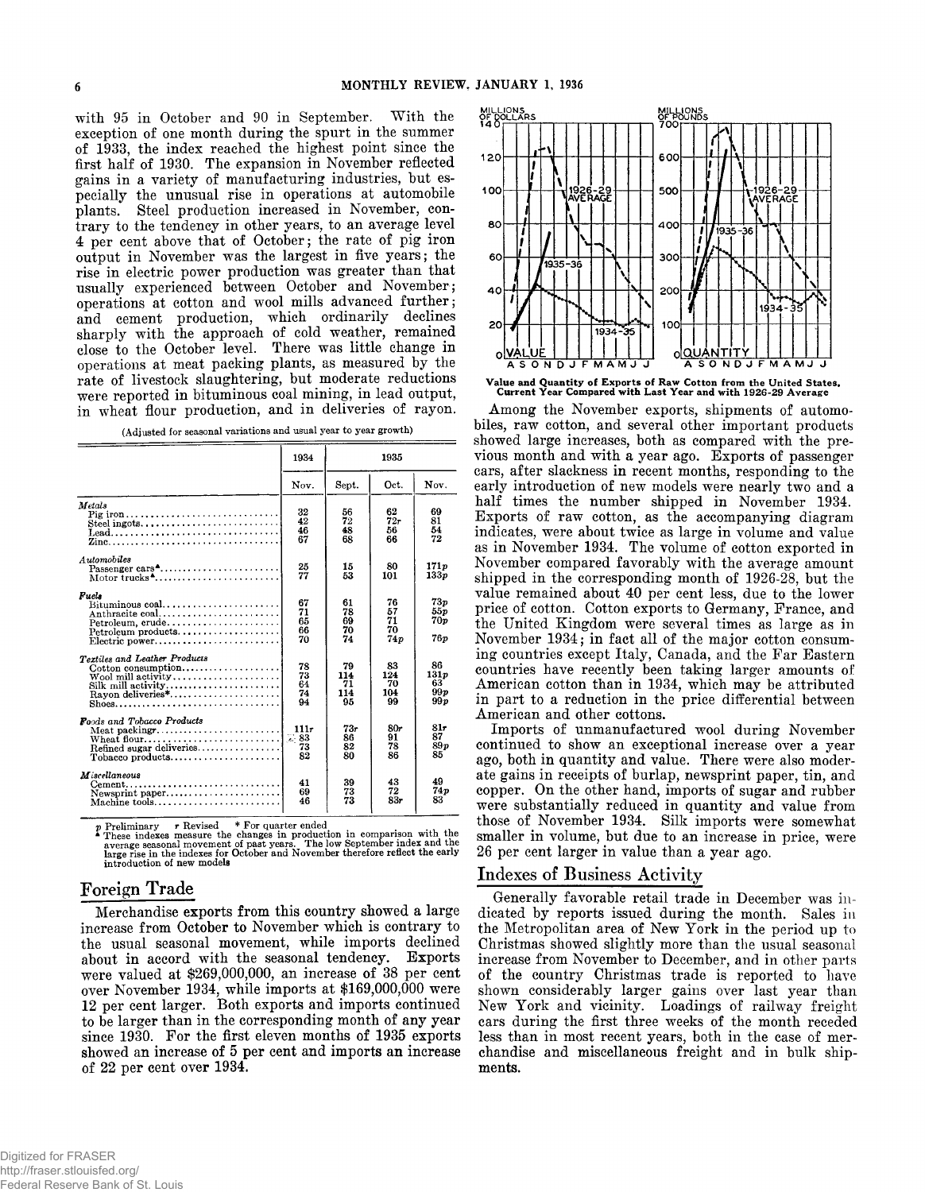with 95 in October and 90 in September. With the exception of one month during the spurt in the summer of 1933, the index reached the highest point since the first half of 1930. The expansion in November reflected gains in a variety of manufacturing industries, but especially the unusual rise in operations at automobile plants. Steel production increased in November, contrary to the tendency in other years, to an average level 4 per cent above that of October; the rate of pig iron output in November was the largest in five years; the rise in electric power production was greater than that usually experienced between October and November; operations at cotton and wool mills advanced further; and cement production, which ordinarily declines sharply with the approach of cold weather, remained close to the October level. There was little change in operations at meat packing plants, as measured by the rate of livestock slaughtering, but moderate reductions were reported in bituminous coal mining, in lead output, in wheat flour production, and in deliveries of rayon.

(Adjusted for seasonal variations and usual year to year growth)

| | 1934 | 1935 | | |
|---|---|---|---|---|
| | Nov. | Sept. | Oct. | Nov. |
| *Metals* | | | | |
| Pig iron | 32 | 56 | 62 | 69 |
| Steel ingots | 42 | 72 | 72r | 81 |
| Lead | 46 | 48 | 56 | 54 |
| Zinc | 67 | 68 | 66 | 72 |
| *Automobiles* | | | | |
| Passenger cars▲ | 25 | 15 | 80 | 171p |
| Motor trucks▲ | 77 | 53 | 101 | 133p |
| *Fuels* | | | | |
| Bituminous coal | 67 | 61 | 76 | 73p |
| Anthracite coal | 71 | 78 | 57 | 55p |
| Petroleum, crude | 65 | 69 | 71 | 70p |
| Petroleum products | 66 | 70 | 70 | |
| Electric power | 70 | 74 | 74p | 76p |
| *Textiles and Leather Products* | | | | |
| Cotton consumption | 78 | 79 | 83 | 86 |
| Wool mill activity | 73 | 114 | 124 | 131p |
| Silk mill activity | 64 | 71 | 70 | 63 |
| Rayon deliveries* | 74 | 114 | 104 | 99p |
| Shoes | 94 | 95 | 99 | 99p |
| *Foods and Tobacco Products* | | | | |
| Meat packing | 111r | 73r | 80r | 81r |
| Wheat flour | 83 | 86 | 91 | 87 |
| Refined sugar deliveries | 73 | 82 | 78 | 89p |
| Tobacco products | 82 | 80 | 86 | 85 |
| *Miscellaneous* | | | | |
| Cement | 41 | 39 | 43 | 49 |
| Newsprint paper | 69 | 73 | 72 | 74p |
| Machine tools | 46 | 73 | 83r | 83 |

p Preliminary r Revised * For quarter ended
▲ These indexes measure the changes in production in comparison with the average seasonal movement of past years. The low September index and the large rise in the indexes for October and November therefore reflect the early introduction of new models

## Foreign Trade

Merchandise exports from this country showed a large increase from October to November which is contrary to the usual seasonal movement, while imports declined about in accord with the seasonal tendency. Exports were valued at $269,000,000, an increase of 38 per cent over November 1934, while imports at $169,000,000 were 12 per cent larger. Both exports and imports continued to be larger than in the corresponding month of any year since 1930. For the first eleven months of 1935 exports showed an increase of 5 per cent and imports an increase of 22 per cent over 1934.

**Value and Quantity of Exports of Raw Cotton from the United States, Current Year Compared with Last Year and with 1926-29 Average**

Among the November exports, shipments of automobiles, raw cotton, and several other important products showed large increases, both as compared with the previous month and with a year ago. Exports of passenger cars, after slackness in recent months, responding to the early introduction of new models were nearly two and a half times the number shipped in November 1934. Exports of raw cotton, as the accompanying diagram indicates, were about twice as large in volume and value as in November 1934. The volume of cotton exported in November compared favorably with the average amount shipped in the corresponding month of 1926-28, but the value remained about 40 per cent less, due to the lower price of cotton. Cotton exports to Germany, France, and the United Kingdom were several times as large as in November 1934; in fact all of the major cotton consuming countries except Italy, Canada, and the Far Eastern countries have recently been taking larger amounts of American cotton than in 1934, which may be attributed in part to a reduction in the price differential between American and other cottons.

Imports of unmanufactured wool during November continued to show an exceptional increase over a year ago, both in quantity and value. There were also moderate gains in receipts of burlap, newsprint paper, tin, and copper. On the other hand, imports of sugar and rubber were substantially reduced in quantity and value from those of November 1934. Silk imports were somewhat smaller in volume, but due to an increase in price, were 26 per cent larger in value than a year ago.

## Indexes of Business Activity

Generally favorable retail trade in December was indicated by reports issued during the month. Sales in the Metropolitan area of New York in the period up to Christmas showed slightly more than the usual seasonal increase from November to December, and in other parts of the country Christmas trade is reported to have shown considerably larger gains over last year than New York and vicinity. Loadings of railway freight cars during the first three weeks of the month receded less than in most recent years, both in the case of merchandise and miscellaneous freight and in bulk shipments.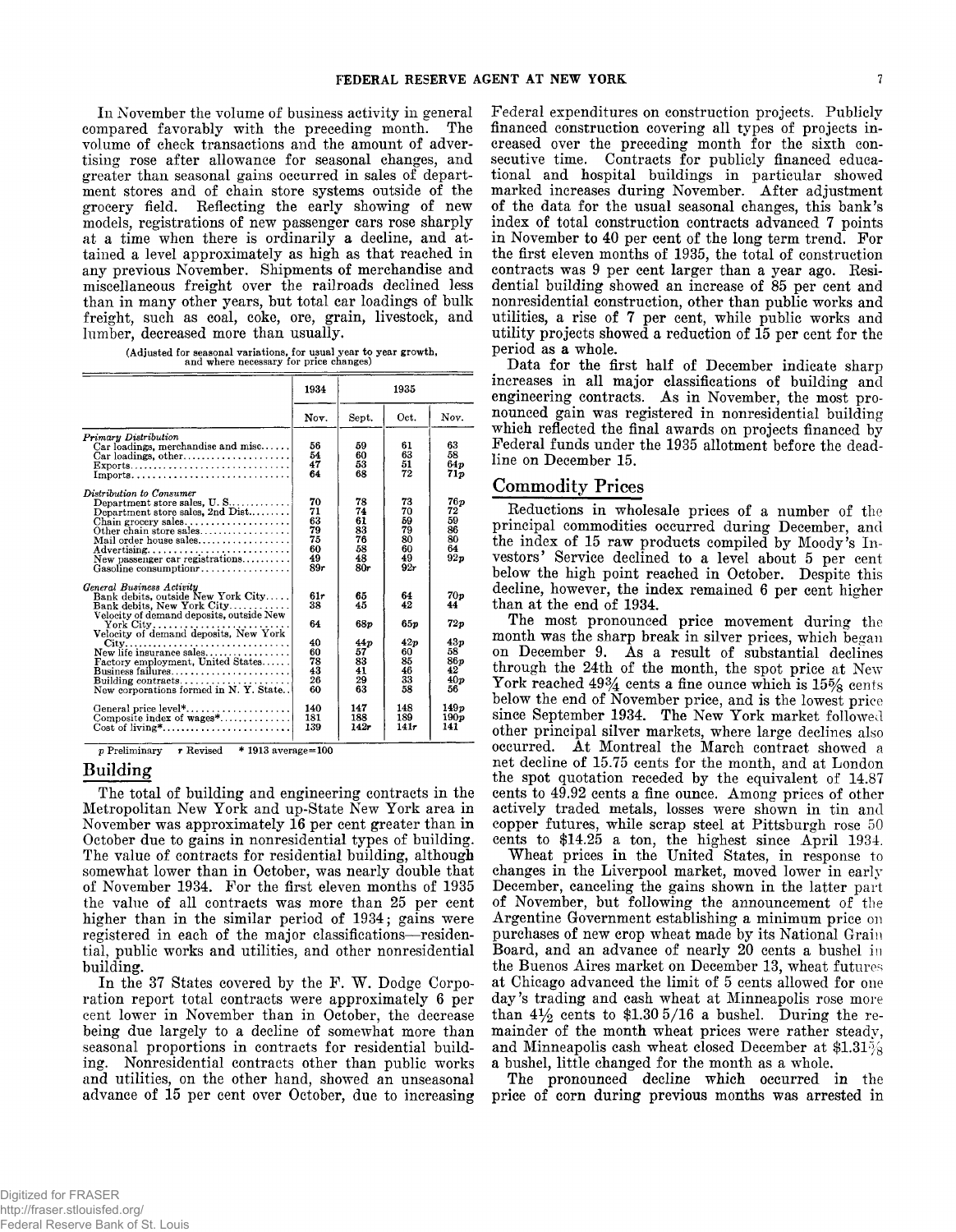In November the volume of business activity in general compared favorably with the preceding month. The volume of check transactions and the amount of advertising rose after allowance for seasonal changes, and greater than seasonal gains occurred in sales of department stores and of chain store systems outside of the grocery field. Reflecting the early showing of new models, registrations of new passenger cars rose sharply at a time when there is ordinarily a decline, and attained a level approximately as high as that reached in any previous November. Shipments of merchandise and miscellaneous freight over the railroads declined less than in many other years, but total car loadings of bulk freight, such as coal, coke, ore, grain, livestock, and lumber, decreased more than usually.

(Adjusted for seasonal variations, for usual year to year growth, and where necessary for price changes)

| | 1934 | 1935 | | |
|---|---|---|---|---|
| | Nov. | Sept. | Oct. | Nov. |
| *Primary Distribution* | | | | |
| Car loadings, merchandise and misc. | 56 | 59 | 61 | 63 |
| Car loadings, other | 54 | 60 | 63 | 58 |
| Exports | 47 | 53 | 51 | 64p |
| Imports | 64 | 68 | 72 | 71p |
| *Distribution to Consumer* | | | | |
| Department store sales, U. S. | 70 | 78 | 73 | 76p |
| Department store sales, 2nd Dist. | 71 | 74 | 70 | 72 |
| Chain grocery sales | 63 | 61 | 59 | 59 |
| Other chain store sales | 79 | 83 | 79 | 86 |
| Mail order house sales | 75 | 76 | 80 | 80 |
| Advertising | 60 | 58 | 60 | 64 |
| New passenger car registrations | 49 | 48 | 49 | 92p |
| Gasoline consumption r | 89r | 80r | 92r | |
| *General Business Activity* | | | | |
| Bank debits, outside New York City | 61r | 65 | 64 | 70p |
| Bank debits, New York City | 38 | 45 | 42 | 44 |
| Velocity of demand deposits, outside New York City | 64 | 68p | 65p | 72p |
| Velocity of demand deposits, New York City | 40 | 44p | 42p | 43p |
| New life insurance sales | 60 | 57 | 60 | 58 |
| Factory employment, United States | 78 | 83 | 85 | 86p |
| Business failures | 43 | 41 | 46 | 42 |
| Building contracts | 26 | 29 | 33 | 40p |
| New corporations formed in N. Y. State | 60 | 63 | 58 | 56 |
| General price level* | 140 | 147 | 148 | 149p |
| Composite index of wages* | 181 | 188 | 189 | 190p |
| Cost of living* | 139 | 142r | 141r | 141 |

p Preliminary r Revised * 1913 average=100

## Building

The total of building and engineering contracts in the Metropolitan New York and up-State New York area in November was approximately 16 per cent greater than in October due to gains in nonresidential types of building. The value of contracts for residential building, although somewhat lower than in October, was nearly double that of November 1934. For the first eleven months of 1935 the value of all contracts was more than 25 per cent higher than in the similar period of 1934; gains were registered in each of the major classifications—residential, public works and utilities, and other nonresidential building.

In the 37 States covered by the F. W. Dodge Corporation report total contracts were approximately 6 per cent lower in November than in October, the decrease being due largely to a decline of somewhat more than seasonal proportions in contracts for residential building. Nonresidential contracts other than public works and utilities, on the other hand, showed an unseasonal advance of 15 per cent over October, due to increasing Federal expenditures on construction projects. Publicly financed construction covering all types of projects increased over the preceding month for the sixth consecutive time. Contracts for publicly financed educational and hospital buildings in particular showed marked increases during November. After adjustment of the data for the usual seasonal changes, this bank's index of total construction contracts advanced 7 points in November to 40 per cent of the long term trend. For the first eleven months of 1935, the total of construction contracts was 9 per cent larger than a year ago. Residential building showed an increase of 85 per cent and nonresidential construction, other than public works and utilities, a rise of 7 per cent, while public works and utility projects showed a reduction of 15 per cent for the period as a whole.

Data for the first half of December indicate sharp increases in all major classifications of building and engineering contracts. As in November, the most pronounced gain was registered in nonresidential building which reflected the final awards on projects financed by Federal funds under the 1935 allotment before the deadline on December 15.

## Commodity Prices

Reductions in wholesale prices of a number of the principal commodities occurred during December, and the index of 15 raw products compiled by Moody's Investors' Service declined to a level about 5 per cent below the high point reached in October. Despite this decline, however, the index remained 6 per cent higher than at the end of 1934.

The most pronounced price movement during the month was the sharp break in silver prices, which began on December 9. As a result of substantial declines through the 24th of the month, the spot price at New York reached 49¾ cents a fine ounce which is 15⅝ cents below the end of November price, and is the lowest price since September 1934. The New York market followed other principal silver markets, where large declines also occurred. At Montreal the March contract showed a net decline of 15.75 cents for the month, and at London the spot quotation receded by the equivalent of 14.87 cents to 49.92 cents a fine ounce. Among prices of other actively traded metals, losses were shown in tin and copper futures, while scrap steel at Pittsburgh rose 50 cents to $14.25 a ton, the highest since April 1934.

Wheat prices in the United States, in response to changes in the Liverpool market, moved lower in early December, canceling the gains shown in the latter part of November, but following the announcement of the Argentine Government establishing a minimum price on purchases of new crop wheat made by its National Grain Board, and an advance of nearly 20 cents a bushel in the Buenos Aires market on December 13, wheat futures at Chicago advanced the limit of 5 cents allowed for one day's trading and cash wheat at Minneapolis rose more than 4½ cents to $1.30 5/16 a bushel. During the remainder of the month wheat prices were rather steady, and Minneapolis cash wheat closed December at $1.31⅝ a bushel, little changed for the month as a whole.

The pronounced decline which occurred in the price of corn during previous months was arrested in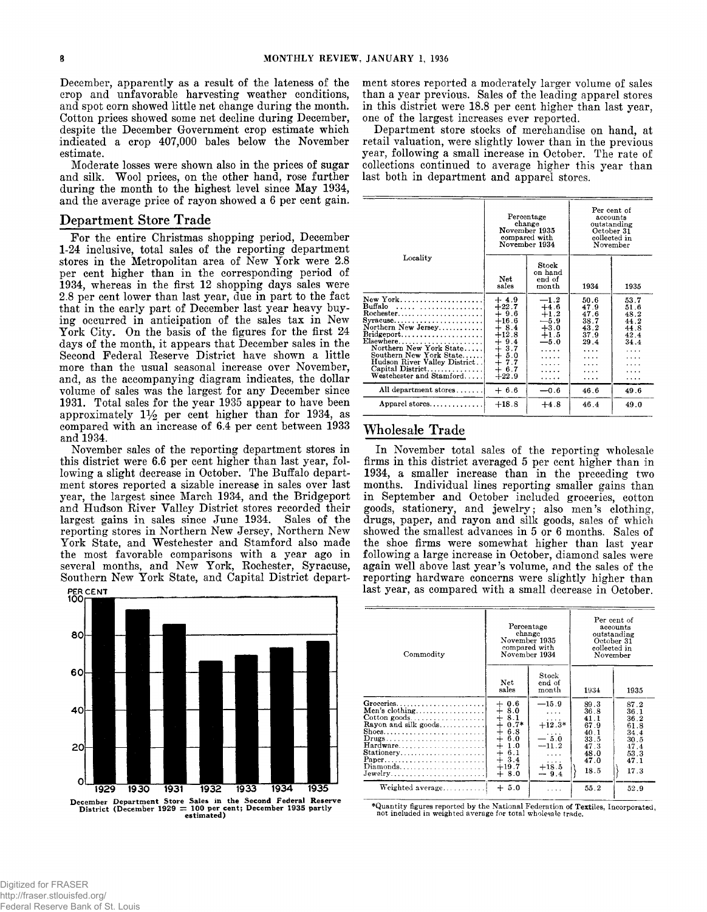December, apparently as a result of the lateness of the crop and unfavorable harvesting weather conditions, and spot corn showed little net change during the month. Cotton prices showed some net decline during December, despite the December Government crop estimate which indicated a crop 407,000 bales below the November estimate.

Moderate losses were shown also in the prices of sugar and silk. Wool prices, on the other hand, rose further during the month to the highest level since May 1934, and the average price of rayon showed a 6 per cent gain.

## Department Store Trade

For the entire Christmas shopping period, December 1-24 inclusive, total sales of the reporting department stores in the Metropolitan area of New York were 2.8 per cent higher than in the corresponding period of 1934, whereas in the first 12 shopping days sales were 2.8 per cent lower than last year, due in part to the fact that in the early part of December last year heavy buying occurred in anticipation of the sales tax in New York City. On the basis of the figures for the first 24 days of the month, it appears that December sales in the Second Federal Reserve District have shown a little more than the usual seasonal increase over November, and, as the accompanying diagram indicates, the dollar volume of sales was the largest for any December since 1931. Total sales for the year 1935 appear to have been approximately 1½ per cent higher than for 1934, as compared with an increase of 6.4 per cent between 1933 and 1934.

November sales of the reporting department stores in this district were 6.6 per cent higher than last year, following a slight decrease in October. The Buffalo department stores reported a sizable increase in sales over last year, the largest since March 1934, and the Bridgeport and Hudson River Valley District stores recorded their largest gains in sales since June 1934. Sales of the reporting stores in Northern New Jersey, Northern New York State, and Westchester and Stamford also made the most favorable comparisons with a year ago in several months, and New York, Rochester, Syracuse, Southern New York State, and Capital District department stores reported a moderately larger volume of sales than a year previous. Sales of the leading apparel stores in this district were 18.8 per cent higher than last year, one of the largest increases ever reported.

Department store stocks of merchandise on hand, at retail valuation, were slightly lower than in the previous year, following a small increase in October. The rate of collections continued to average higher this year than last both in department and apparel stores.

December Department Store Sales in the Second Federal Reserve District (December 1929 = 100 per cent; December 1935 partly estimated)

| Locality | Percentage change November 1935 compared with November 1934 | | Per cent of accounts outstanding October 31 collected in November | |
|---|---|---|---|---|
| | Net sales | Stock on hand end of month | 1934 | 1935 |
| New York | + 4.9 | −1.2 | 50.6 | 53.7 |
| Buffalo | +22.7 | +4.6 | 47.9 | 51.6 |
| Rochester | + 9.6 | +1.2 | 47.6 | 48.2 |
| Syracuse | +16.6 | −5.9 | 38.7 | 44.2 |
| Northern New Jersey | + 8.4 | +3.0 | 43.2 | 44.8 |
| Bridgeport | +12.8 | +1.5 | 37.9 | 42.4 |
| Elsewhere | + 9.4 | −5.0 | 29.4 | 34.4 |
| Northern New York State | + 3.7 | .... | .... | .... |
| Southern New York State | + 5.0 | .... | .... | .... |
| Hudson River Valley District | + 7.7 | .... | .... | .... |
| Capital District | + 6.7 | .... | .... | .... |
| Westchester and Stamford | +22.9 | .... | .... | .... |
| All department stores | + 6.6 | −0.6 | 46.6 | 49.6 |
| Apparel stores | +18.8 | +4.8 | 46.4 | 49.0 |

## Wholesale Trade

In November total sales of the reporting wholesale firms in this district averaged 5 per cent higher than in 1934, a smaller increase than in the preceding two months. Individual lines reporting smaller gains than in September and October included groceries, cotton goods, stationery, and jewelry; also men's clothing, drugs, paper, and rayon and silk goods, sales of which showed the smallest advances in 5 or 6 months. Sales of the shoe firms were somewhat higher than last year following a large increase in October, diamond sales were again well above last year's volume, and the sales of the reporting hardware concerns were slightly higher than last year, as compared with a small decrease in October.

| Commodity | Percentage change November 1935 compared with November 1934 | | Per cent of accounts outstanding October 31 collected in November | |
|---|---|---|---|---|
| | Net sales | Stock end of month | 1934 | 1935 |
| Groceries | + 0.6 | −15.9 | 89.3 | 87.2 |
| Men's clothing | + 8.0 | .... | 36.8 | 36.1 |
| Cotton goods | + 8.1 | .... | 41.1 | 36.2 |
| Rayon and silk goods | + 0.7* | +12.3* | 67.9 | 61.8 |
| Shoes | + 6.8 | .... | 40.1 | 34.4 |
| Drugs | + 6.0 | − 5.0 | 33.5 | 30.5 |
| Hardware | + 1.0 | −11.2 | 47.3 | 47.4 |
| Stationery | + 6.1 | .... | 48.0 | 53.3 |
| Paper | + 3.4 | .... | 47.0 | 47.1 |
| Diamonds | +19.7 | +18.5 | 18.5 | 17.3 |
| Jewelry | + 8.0 | − 9.4 | | |
| Weighted average | + 5.0 | .... | 55.2 | 52.9 |

*Quantity figures reported by the National Federation of Textiles, Incorporated, not included in weighted average for total wholesale trade.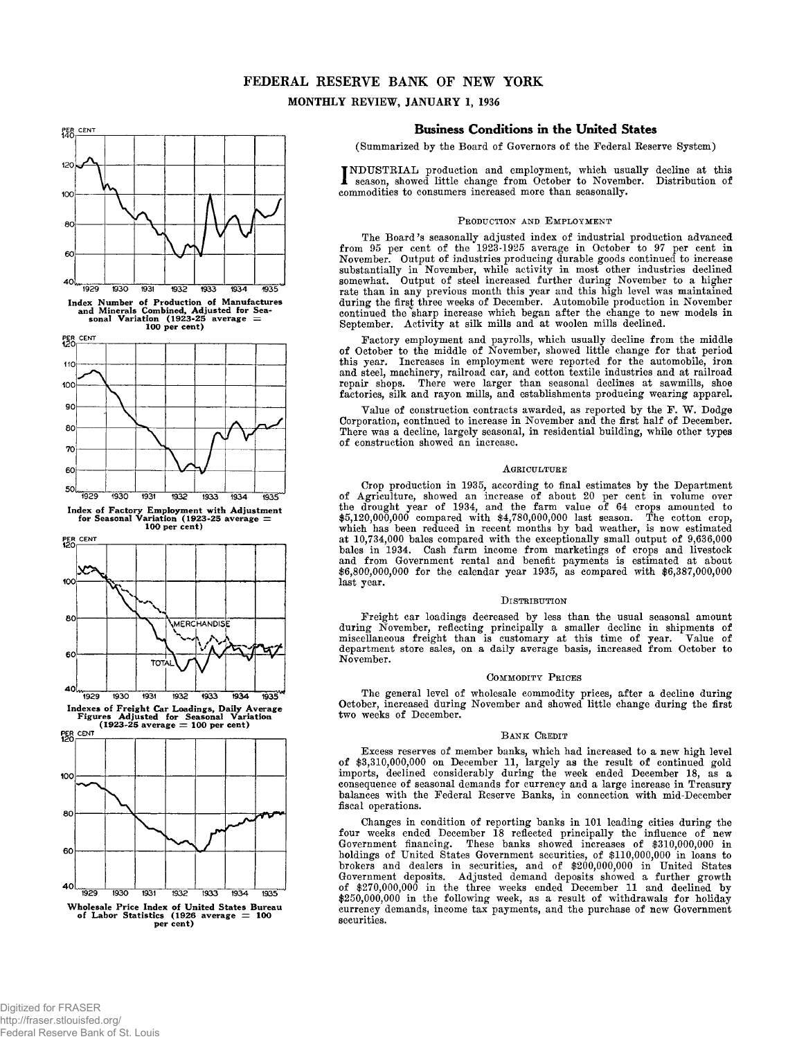# FEDERAL RESERVE BANK OF NEW YORK

**MONTHLY REVIEW, JANUARY 1, 1936**

PER CENT
140
120
100
80
60
40
1929 1930 1931 1932 1933 1934 1935

**Index Number of Production of Manufactures and Minerals Combined, Adjusted for Seasonal Variation (1923-25 average = 100 per cent)**

PER CENT
120
110
100
90
80
70
60
50
1929 1930 1931 1932 1933 1934 1935

**Index of Factory Employment with Adjustment for Seasonal Variation (1923-25 average = 100 per cent)**

PER CENT
120
100
80
60
40
MERCHANDISE
TOTAL
1929 1930 1931 1932 1933 1934 1935

**Indexes of Freight Car Loadings, Daily Average Figures Adjusted for Seasonal Variation (1923-25 average = 100 per cent)**

PER CENT
120
100
80
60
40
1929 1930 1931 1932 1933 1934 1935

**Wholesale Price Index of United States Bureau of Labor Statistics (1926 average = 100 per cent)**

## Business Conditions in the United States

(Summarized by the Board of Governors of the Federal Reserve System)

INDUSTRIAL production and employment, which usually decline at this season, showed little change from October to November. Distribution of commodities to consumers increased more than seasonally.

### Production and Employment

The Board's seasonally adjusted index of industrial production advanced from 95 per cent of the 1923-1925 average in October to 97 per cent in November. Output of industries producing durable goods continued to increase substantially in November, while activity in most other industries declined somewhat. Output of steel increased further during November to a higher rate than in any previous month this year and this high level was maintained during the first three weeks of December. Automobile production in November continued the sharp increase which began after the change to new models in September. Activity at silk mills and at woolen mills declined.

Factory employment and payrolls, which usually decline from the middle of October to the middle of November, showed little change for that period this year. Increases in employment were reported for the automobile, iron and steel, machinery, railroad car, and cotton textile industries and at railroad repair shops. There were larger than seasonal declines at sawmills, shoe factories, silk and rayon mills, and establishments producing wearing apparel.

Value of construction contracts awarded, as reported by the F. W. Dodge Corporation, continued to increase in November and the first half of December. There was a decline, largely seasonal, in residential building, while other types of construction showed an increase.

### Agriculture

Crop production in 1935, according to final estimates by the Department of Agriculture, showed an increase of about 20 per cent in volume over the drought year of 1934, and the farm value of 64 crops amounted to $5,120,000,000 compared with $4,780,000,000 last season. The cotton crop, which has been reduced in recent months by bad weather, is now estimated at 10,734,000 bales compared with the exceptionally small output of 9,636,000 bales in 1934. Cash farm income from marketings of crops and livestock and from Government rental and benefit payments is estimated at about $6,800,000,000 for the calendar year 1935, as compared with $6,387,000,000 last year.

### Distribution

Freight car loadings decreased by less than the usual seasonal amount during November, reflecting principally a smaller decline in shipments of miscellaneous freight than is customary at this time of year. Value of department store sales, on a daily average basis, increased from October to November.

### Commodity Prices

The general level of wholesale commodity prices, after a decline during October, increased during November and showed little change during the first two weeks of December.

### Bank Credit

Excess reserves of member banks, which had increased to a new high level of $3,310,000,000 on December 11, largely as the result of continued gold imports, declined considerably during the week ended December 18, as a consequence of seasonal demands for currency and a large increase in Treasury balances with the Federal Reserve Banks, in connection with mid-December fiscal operations.

Changes in condition of reporting banks in 101 leading cities during the four weeks ended December 18 reflected principally the influence of new Government financing. These banks showed increases of $310,000,000 in holdings of United States Government securities, of $110,000,000 in loans to brokers and dealers in securities, and of $200,000,000 in United States Government deposits. Adjusted demand deposits showed a further growth of $270,000,000 in the three weeks ended December 11 and declined by $250,000,000 in the following week, as a result of withdrawals for holiday currency demands, income tax payments, and the purchase of new Government securities.